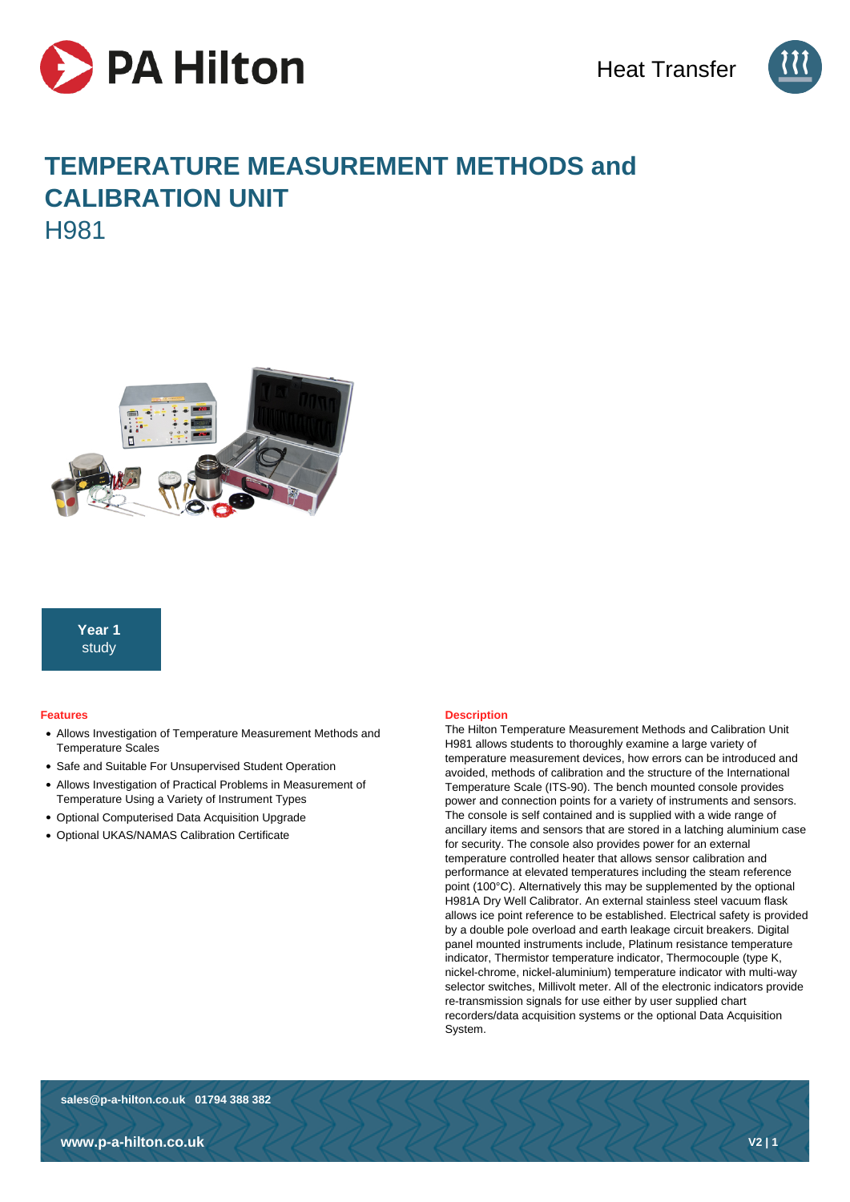PA Hilton

Heat Transfer

# TEMPERATURE MEASUREMENT METHODS and CALIBRATION UNIT

## H981

**Year 1**
study

### Features

- Allows Investigation of Temperature Measurement Methods and Temperature Scales
- Safe and Suitable For Unsupervised Student Operation
- Allows Investigation of Practical Problems in Measurement of Temperature Using a Variety of Instrument Types
- Optional Computerised Data Acquisition Upgrade
- Optional UKAS/NAMAS Calibration Certificate

### Description

The Hilton Temperature Measurement Methods and Calibration Unit H981 allows students to thoroughly examine a large variety of temperature measurement devices, how errors can be introduced and avoided, methods of calibration and the structure of the International Temperature Scale (ITS-90). The bench mounted console provides power and connection points for a variety of instruments and sensors. The console is self contained and is supplied with a wide range of ancillary items and sensors that are stored in a latching aluminium case for security. The console also provides power for an external temperature controlled heater that allows sensor calibration and performance at elevated temperatures including the steam reference point (100°C). Alternatively this may be supplemented by the optional H981A Dry Well Calibrator. An external stainless steel vacuum flask allows ice point reference to be established. Electrical safety is provided by a double pole overload and earth leakage circuit breakers. Digital panel mounted instruments include, Platinum resistance temperature indicator, Thermistor temperature indicator, Thermocouple (type K, nickel-chrome, nickel-aluminium) temperature indicator with multi-way selector switches, Millivolt meter. All of the electronic indicators provide re-transmission signals for use either by user supplied chart recorders/data acquisition systems or the optional Data Acquisition System.

**sales@p-a-hilton.co.uk 01794 388 382**

**www.p-a-hilton.co.uk**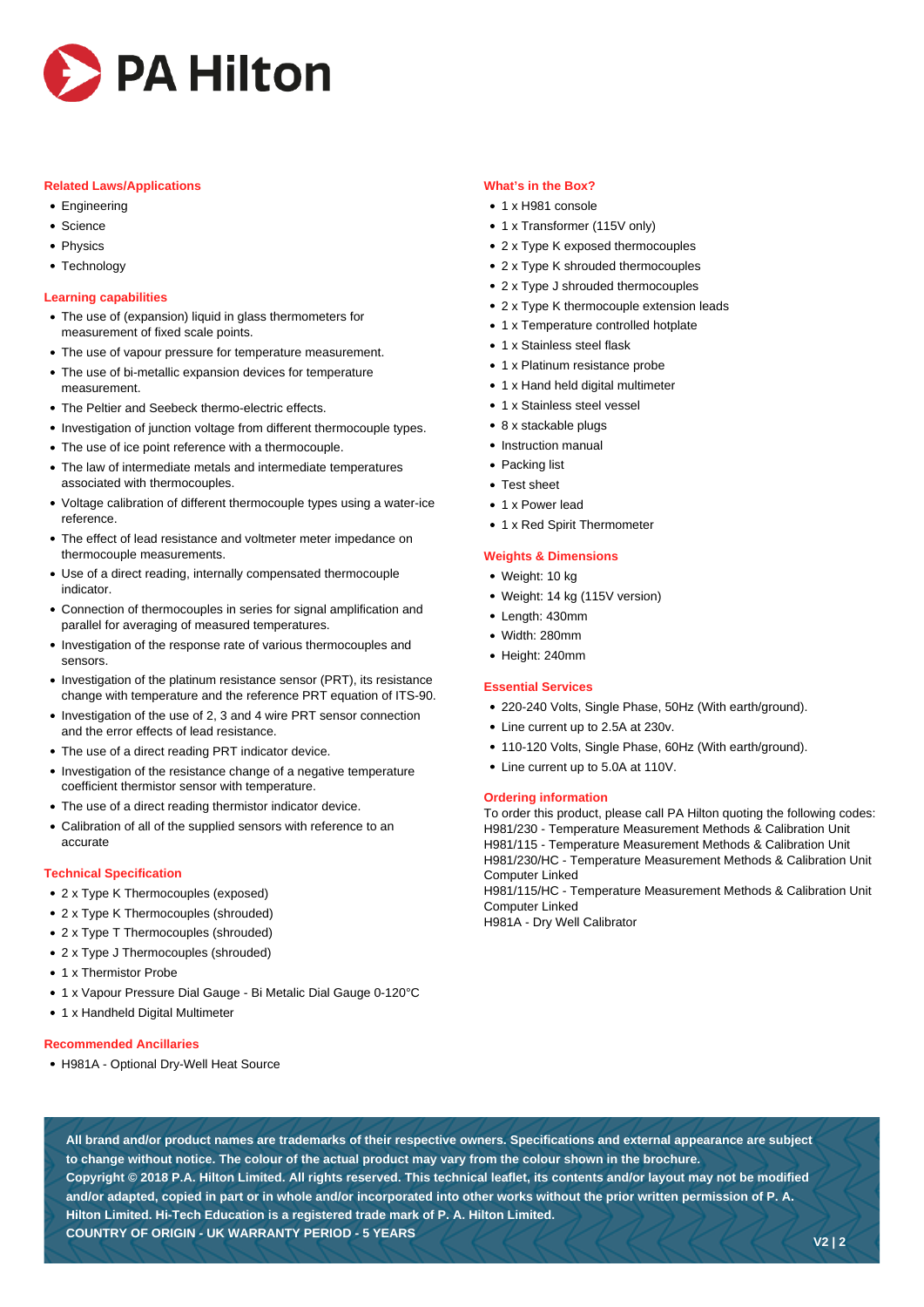# PA Hilton

## Related Laws/Applications

- Engineering
- Science
- Physics
- Technology

## Learning capabilities

- The use of (expansion) liquid in glass thermometers for measurement of fixed scale points.
- The use of vapour pressure for temperature measurement.
- The use of bi-metallic expansion devices for temperature measurement.
- The Peltier and Seebeck thermo-electric effects.
- Investigation of junction voltage from different thermocouple types.
- The use of ice point reference with a thermocouple.
- The law of intermediate metals and intermediate temperatures associated with thermocouples.
- Voltage calibration of different thermocouple types using a water-ice reference.
- The effect of lead resistance and voltmeter meter impedance on thermocouple measurements.
- Use of a direct reading, internally compensated thermocouple indicator.
- Connection of thermocouples in series for signal amplification and parallel for averaging of measured temperatures.
- Investigation of the response rate of various thermocouples and sensors.
- Investigation of the platinum resistance sensor (PRT), its resistance change with temperature and the reference PRT equation of ITS-90.
- Investigation of the use of 2, 3 and 4 wire PRT sensor connection and the error effects of lead resistance.
- The use of a direct reading PRT indicator device.
- Investigation of the resistance change of a negative temperature coefficient thermistor sensor with temperature.
- The use of a direct reading thermistor indicator device.
- Calibration of all of the supplied sensors with reference to an accurate

## Technical Specification

- 2 x Type K Thermocouples (exposed)
- 2 x Type K Thermocouples (shrouded)
- 2 x Type T Thermocouples (shrouded)
- 2 x Type J Thermocouples (shrouded)
- 1 x Thermistor Probe
- 1 x Vapour Pressure Dial Gauge - Bi Metalic Dial Gauge 0-120°C
- 1 x Handheld Digital Multimeter

## Recommended Ancillaries

- H981A - Optional Dry-Well Heat Source

## What's in the Box?

- 1 x H981 console
- 1 x Transformer (115V only)
- 2 x Type K exposed thermocouples
- 2 x Type K shrouded thermocouples
- 2 x Type J shrouded thermocouples
- 2 x Type K thermocouple extension leads
- 1 x Temperature controlled hotplate
- 1 x Stainless steel flask
- 1 x Platinum resistance probe
- 1 x Hand held digital multimeter
- 1 x Stainless steel vessel
- 8 x stackable plugs
- Instruction manual
- Packing list
- Test sheet
- 1 x Power lead
- 1 x Red Spirit Thermometer

## Weights & Dimensions

- Weight: 10 kg
- Weight: 14 kg (115V version)
- Length: 430mm
- Width: 280mm
- Height: 240mm

## Essential Services

- 220-240 Volts, Single Phase, 50Hz (With earth/ground).
- Line current up to 2.5A at 230v.
- 110-120 Volts, Single Phase, 60Hz (With earth/ground).
- Line current up to 5.0A at 110V.

## Ordering information

To order this product, please call PA Hilton quoting the following codes:
H981/230 - Temperature Measurement Methods & Calibration Unit
H981/115 - Temperature Measurement Methods & Calibration Unit
H981/230/HC - Temperature Measurement Methods & Calibration Unit Computer Linked
H981/115/HC - Temperature Measurement Methods & Calibration Unit Computer Linked
H981A - Dry Well Calibrator

**All brand and/or product names are trademarks of their respective owners. Specifications and external appearance are subject to change without notice. The colour of the actual product may vary from the colour shown in the brochure. Copyright © 2018 P.A. Hilton Limited. All rights reserved. This technical leaflet, its contents and/or layout may not be modified and/or adapted, copied in part or in whole and/or incorporated into other works without the prior written permission of P. A. Hilton Limited. Hi-Tech Education is a registered trade mark of P. A. Hilton Limited.**
**COUNTRY OF ORIGIN - UK WARRANTY PERIOD - 5 YEARS**

**V2**